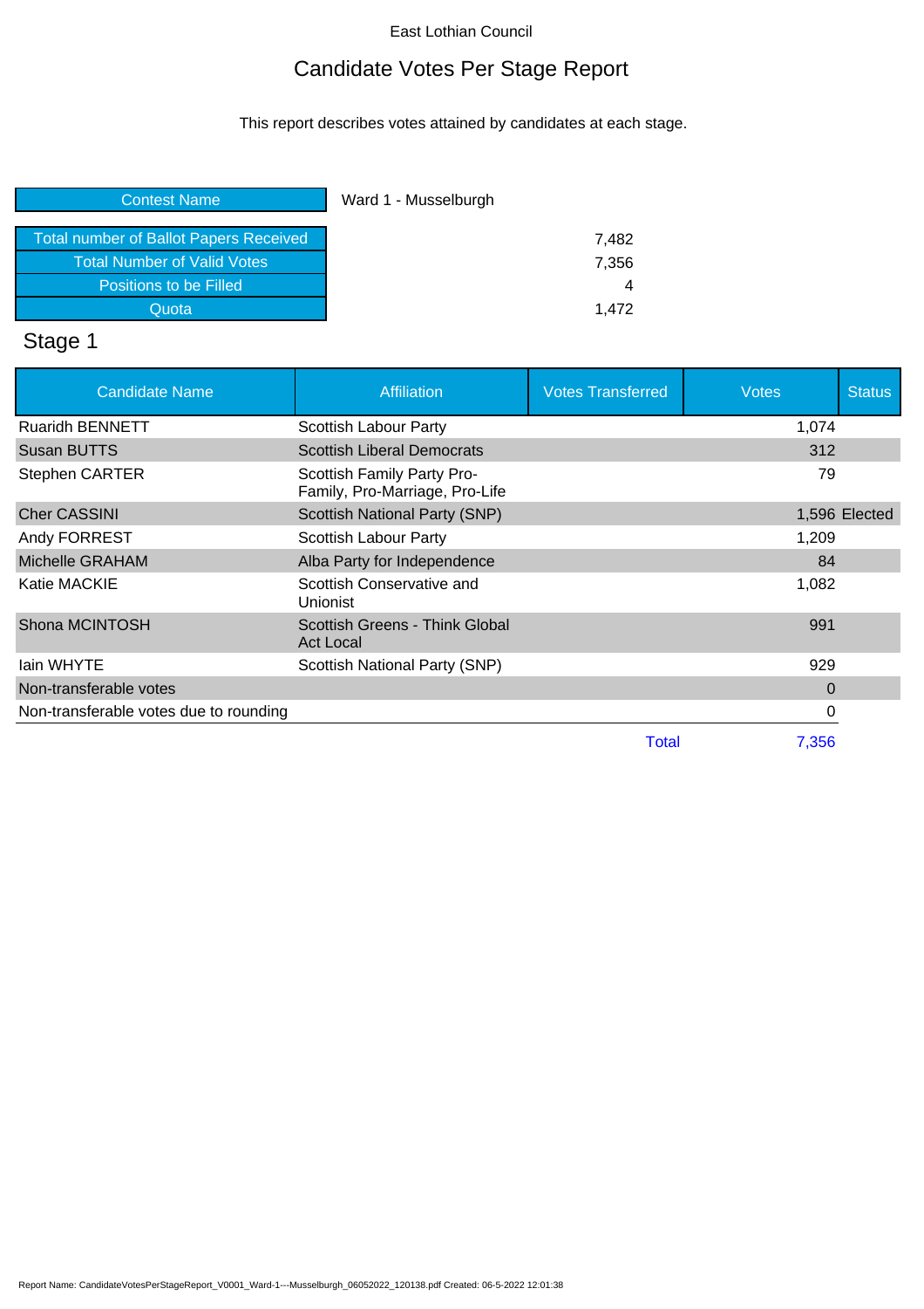East Lothian Council

# Candidate Votes Per Stage Report

This report describes votes attained by candidates at each stage.

| Contest Name | Ward 1 - Musselburgh |
|---|---|
| Total number of Ballot Papers Received | 7,482 |
| Total Number of Valid Votes | 7,356 |
| Positions to be Filled | 4 |
| Quota | 1,472 |

## Stage 1

| Candidate Name | Affiliation | Votes Transferred | Votes | Status |
|---|---|---|---|---|
| Ruaridh BENNETT | Scottish Labour Party | | 1,074 | |
| Susan BUTTS | Scottish Liberal Democrats | | 312 | |
| Stephen CARTER | Scottish Family Party Pro-Family, Pro-Marriage, Pro-Life | | 79 | |
| Cher CASSINI | Scottish National Party (SNP) | | 1,596 | Elected |
| Andy FORREST | Scottish Labour Party | | 1,209 | |
| Michelle GRAHAM | Alba Party for Independence | | 84 | |
| Katie MACKIE | Scottish Conservative and Unionist | | 1,082 | |
| Shona MCINTOSH | Scottish Greens - Think Global Act Local | | 991 | |
| Iain WHYTE | Scottish National Party (SNP) | | 929 | |
| Non-transferable votes | | | 0 | |
| Non-transferable votes due to rounding | | | 0 | |
| | | Total | 7,356 | |

Report Name: CandidateVotesPerStageReport_V0001_Ward-1---Musselburgh_06052022_120138.pdf Created: 06-5-2022 12:01:38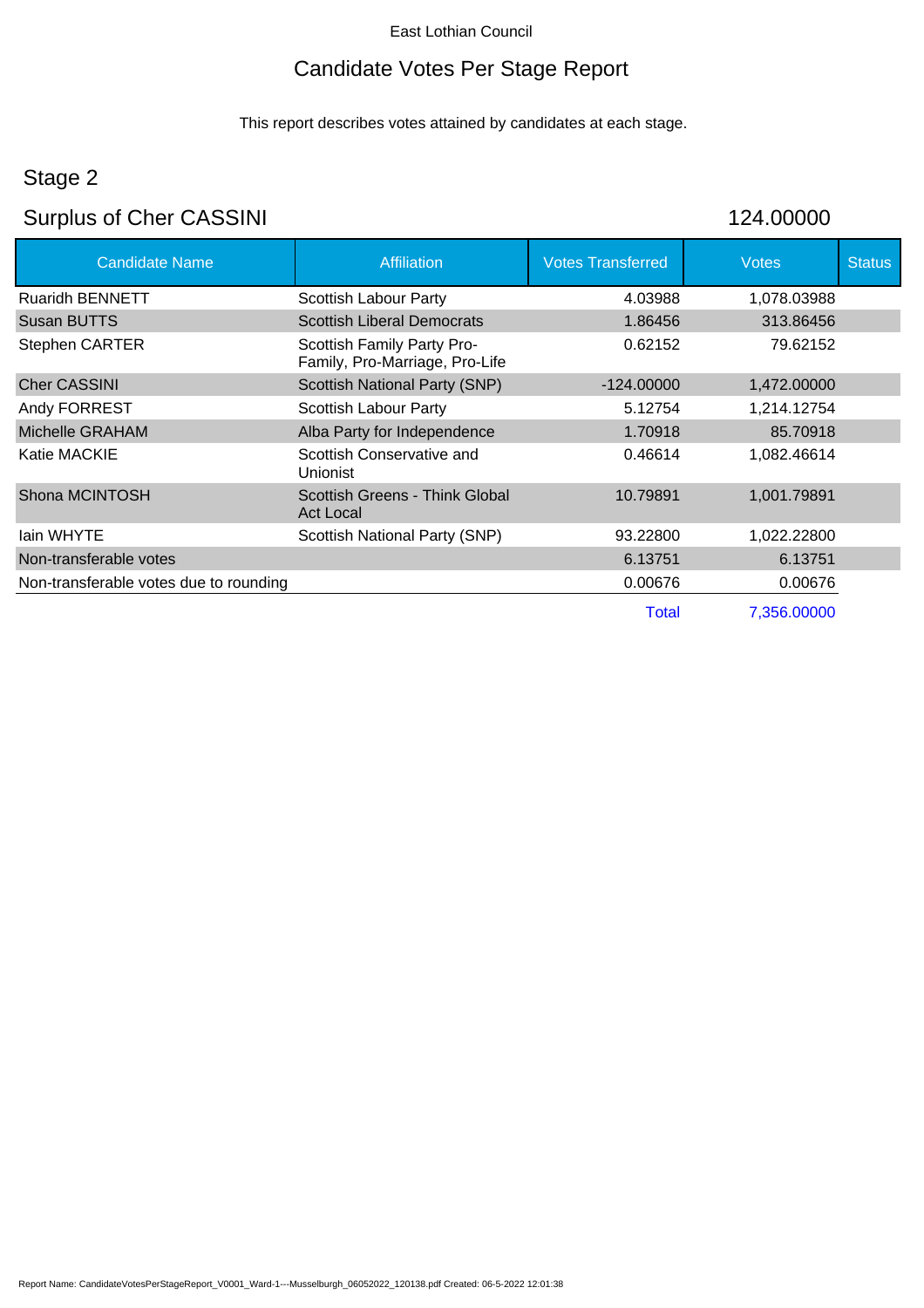East Lothian Council

# Candidate Votes Per Stage Report

This report describes votes attained by candidates at each stage.

## Stage 2

## Surplus of Cher CASSINI 124.00000

| Candidate Name | Affiliation | Votes Transferred | Votes | Status |
|---|---|---|---|---|
| Ruaridh BENNETT | Scottish Labour Party | 4.03988 | 1,078.03988 | |
| Susan BUTTS | Scottish Liberal Democrats | 1.86456 | 313.86456 | |
| Stephen CARTER | Scottish Family Party Pro-Family, Pro-Marriage, Pro-Life | 0.62152 | 79.62152 | |
| Cher CASSINI | Scottish National Party (SNP) | -124.00000 | 1,472.00000 | |
| Andy FORREST | Scottish Labour Party | 5.12754 | 1,214.12754 | |
| Michelle GRAHAM | Alba Party for Independence | 1.70918 | 85.70918 | |
| Katie MACKIE | Scottish Conservative and Unionist | 0.46614 | 1,082.46614 | |
| Shona MCINTOSH | Scottish Greens - Think Global Act Local | 10.79891 | 1,001.79891 | |
| Iain WHYTE | Scottish National Party (SNP) | 93.22800 | 1,022.22800 | |
| Non-transferable votes | | 6.13751 | 6.13751 | |
| Non-transferable votes due to rounding | | 0.00676 | 0.00676 | |
| | | Total | 7,356.00000 | |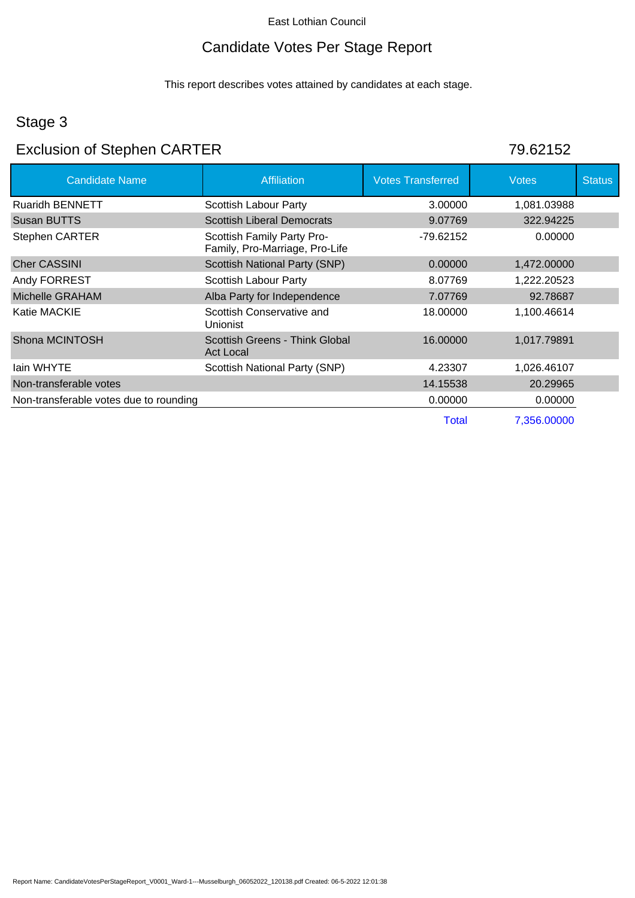East Lothian Council

# Candidate Votes Per Stage Report

This report describes votes attained by candidates at each stage.

## Stage 3

## Exclusion of Stephen CARTER 79.62152

| Candidate Name | Affiliation | Votes Transferred | Votes | Status |
|---|---|---|---|---|
| Ruaridh BENNETT | Scottish Labour Party | 3.00000 | 1,081.03988 | |
| Susan BUTTS | Scottish Liberal Democrats | 9.07769 | 322.94225 | |
| Stephen CARTER | Scottish Family Party Pro-Family, Pro-Marriage, Pro-Life | -79.62152 | 0.00000 | |
| Cher CASSINI | Scottish National Party (SNP) | 0.00000 | 1,472.00000 | |
| Andy FORREST | Scottish Labour Party | 8.07769 | 1,222.20523 | |
| Michelle GRAHAM | Alba Party for Independence | 7.07769 | 92.78687 | |
| Katie MACKIE | Scottish Conservative and Unionist | 18.00000 | 1,100.46614 | |
| Shona MCINTOSH | Scottish Greens - Think Global Act Local | 16.00000 | 1,017.79891 | |
| Iain WHYTE | Scottish National Party (SNP) | 4.23307 | 1,026.46107 | |
| Non-transferable votes | | 14.15538 | 20.29965 | |
| Non-transferable votes due to rounding | | 0.00000 | 0.00000 | |
| | | Total | 7,356.00000 | |

Report Name: CandidateVotesPerStageReport_V0001_Ward-1---Musselburgh_06052022_120138.pdf Created: 06-5-2022 12:01:38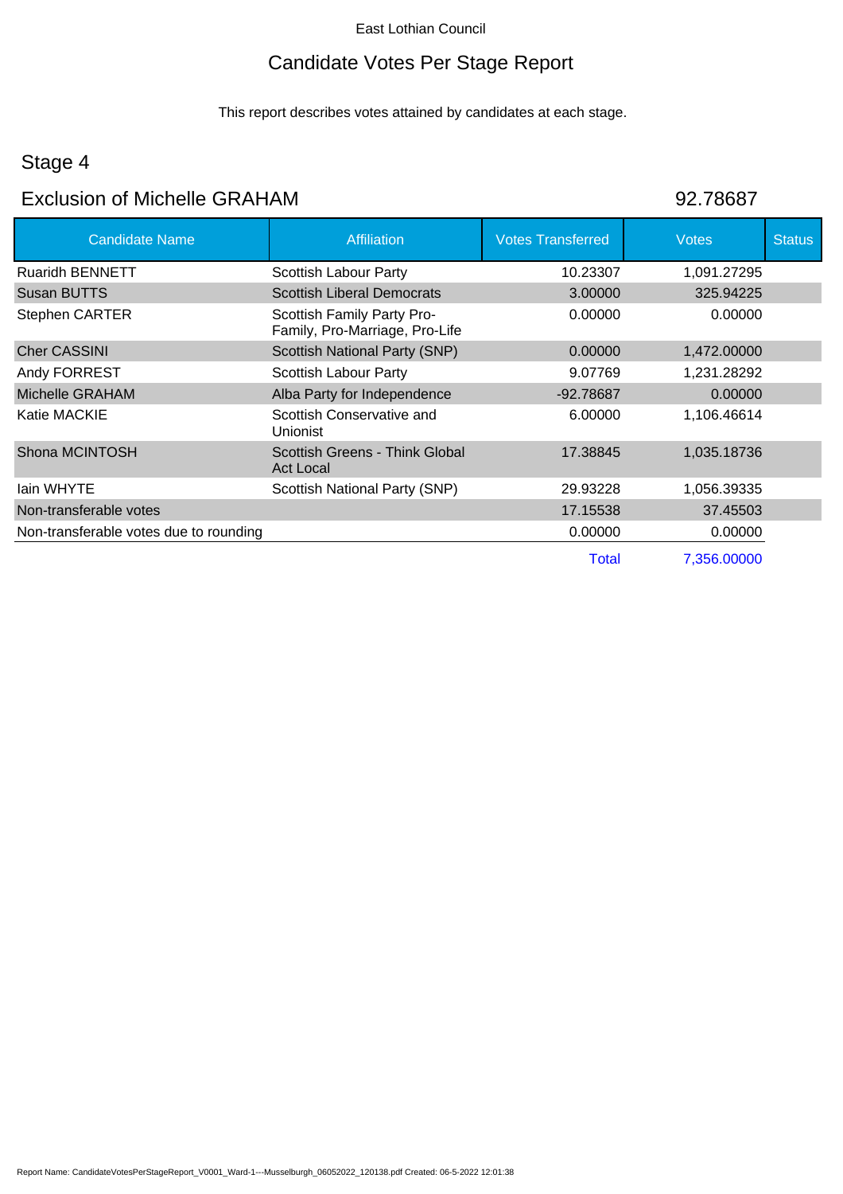East Lothian Council

# Candidate Votes Per Stage Report

This report describes votes attained by candidates at each stage.

## Stage 4

## Exclusion of Michelle GRAHAM 92.78687

| Candidate Name | Affiliation | Votes Transferred | Votes | Status |
|---|---|---|---|---|
| Ruaridh BENNETT | Scottish Labour Party | 10.23307 | 1,091.27295 | |
| Susan BUTTS | Scottish Liberal Democrats | 3.00000 | 325.94225 | |
| Stephen CARTER | Scottish Family Party Pro-Family, Pro-Marriage, Pro-Life | 0.00000 | 0.00000 | |
| Cher CASSINI | Scottish National Party (SNP) | 0.00000 | 1,472.00000 | |
| Andy FORREST | Scottish Labour Party | 9.07769 | 1,231.28292 | |
| Michelle GRAHAM | Alba Party for Independence | -92.78687 | 0.00000 | |
| Katie MACKIE | Scottish Conservative and Unionist | 6.00000 | 1,106.46614 | |
| Shona MCINTOSH | Scottish Greens - Think Global Act Local | 17.38845 | 1,035.18736 | |
| Iain WHYTE | Scottish National Party (SNP) | 29.93228 | 1,056.39335 | |
| Non-transferable votes | | 17.15538 | 37.45503 | |
| Non-transferable votes due to rounding | | 0.00000 | 0.00000 | |
| | | Total | 7,356.00000 | |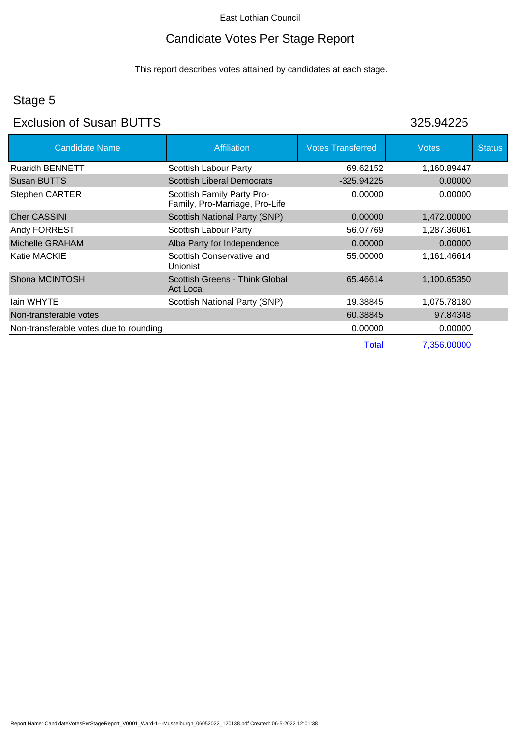East Lothian Council

# Candidate Votes Per Stage Report

This report describes votes attained by candidates at each stage.

## Stage 5

## Exclusion of Susan BUTTS 325.94225

| Candidate Name | Affiliation | Votes Transferred | Votes | Status |
|---|---|---|---|---|
| Ruaridh BENNETT | Scottish Labour Party | 69.62152 | 1,160.89447 | |
| Susan BUTTS | Scottish Liberal Democrats | -325.94225 | 0.00000 | |
| Stephen CARTER | Scottish Family Party Pro-Family, Pro-Marriage, Pro-Life | 0.00000 | 0.00000 | |
| Cher CASSINI | Scottish National Party (SNP) | 0.00000 | 1,472.00000 | |
| Andy FORREST | Scottish Labour Party | 56.07769 | 1,287.36061 | |
| Michelle GRAHAM | Alba Party for Independence | 0.00000 | 0.00000 | |
| Katie MACKIE | Scottish Conservative and Unionist | 55.00000 | 1,161.46614 | |
| Shona MCINTOSH | Scottish Greens - Think Global Act Local | 65.46614 | 1,100.65350 | |
| Iain WHYTE | Scottish National Party (SNP) | 19.38845 | 1,075.78180 | |
| Non-transferable votes | | 60.38845 | 97.84348 | |
| Non-transferable votes due to rounding | | 0.00000 | 0.00000 | |
| | | Total | 7,356.00000 | |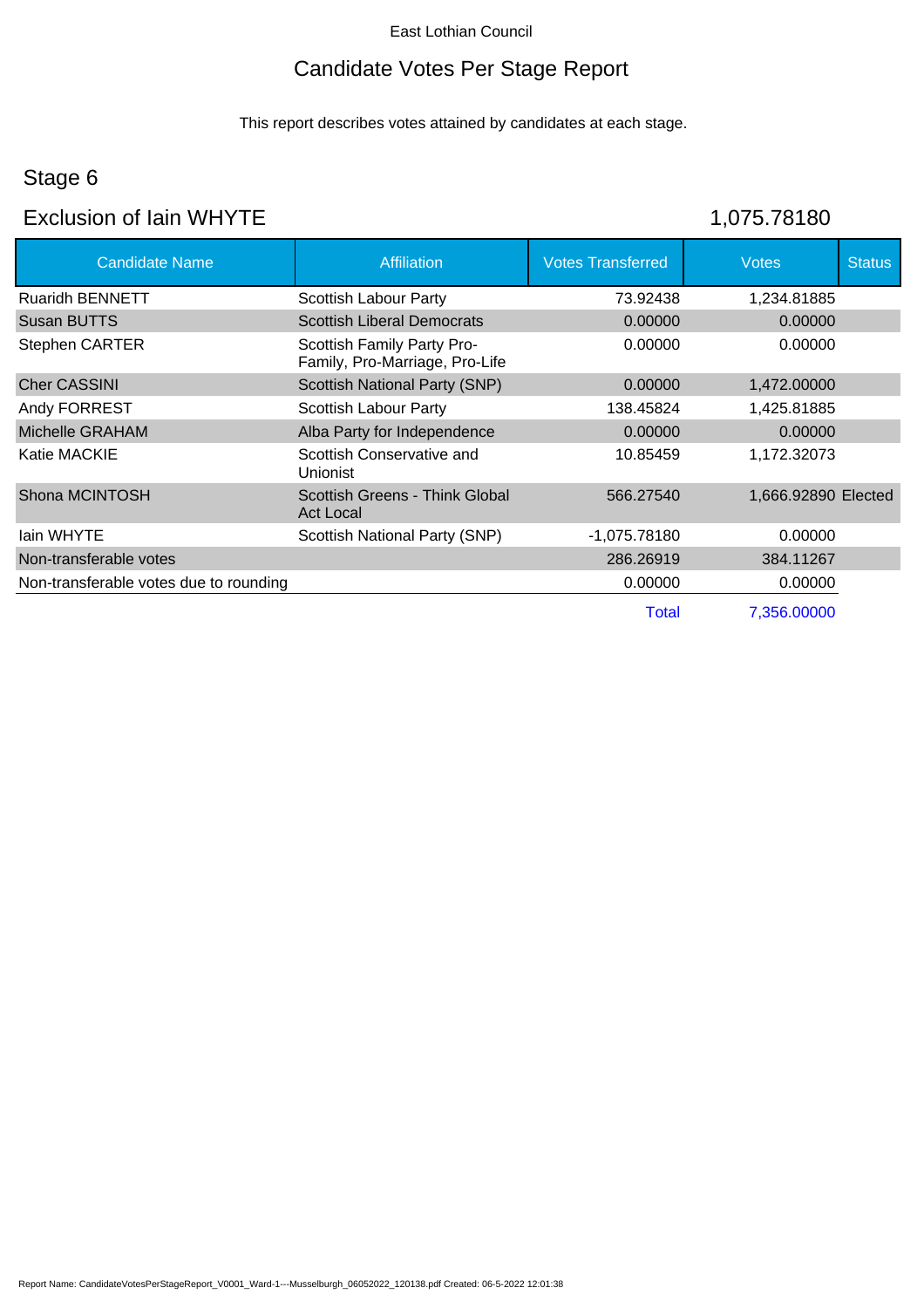East Lothian Council

# Candidate Votes Per Stage Report

This report describes votes attained by candidates at each stage.

## Stage 6

## Exclusion of Iain WHYTE 1,075.78180

| Candidate Name | Affiliation | Votes Transferred | Votes | Status |
|---|---|---|---|---|
| Ruaridh BENNETT | Scottish Labour Party | 73.92438 | 1,234.81885 | |
| Susan BUTTS | Scottish Liberal Democrats | 0.00000 | 0.00000 | |
| Stephen CARTER | Scottish Family Party Pro-Family, Pro-Marriage, Pro-Life | 0.00000 | 0.00000 | |
| Cher CASSINI | Scottish National Party (SNP) | 0.00000 | 1,472.00000 | |
| Andy FORREST | Scottish Labour Party | 138.45824 | 1,425.81885 | |
| Michelle GRAHAM | Alba Party for Independence | 0.00000 | 0.00000 | |
| Katie MACKIE | Scottish Conservative and Unionist | 10.85459 | 1,172.32073 | |
| Shona MCINTOSH | Scottish Greens - Think Global Act Local | 566.27540 | 1,666.92890 | Elected |
| Iain WHYTE | Scottish National Party (SNP) | -1,075.78180 | 0.00000 | |
| Non-transferable votes | | 286.26919 | 384.11267 | |
| Non-transferable votes due to rounding | | 0.00000 | 0.00000 | |
| | | Total | 7,356.00000 | |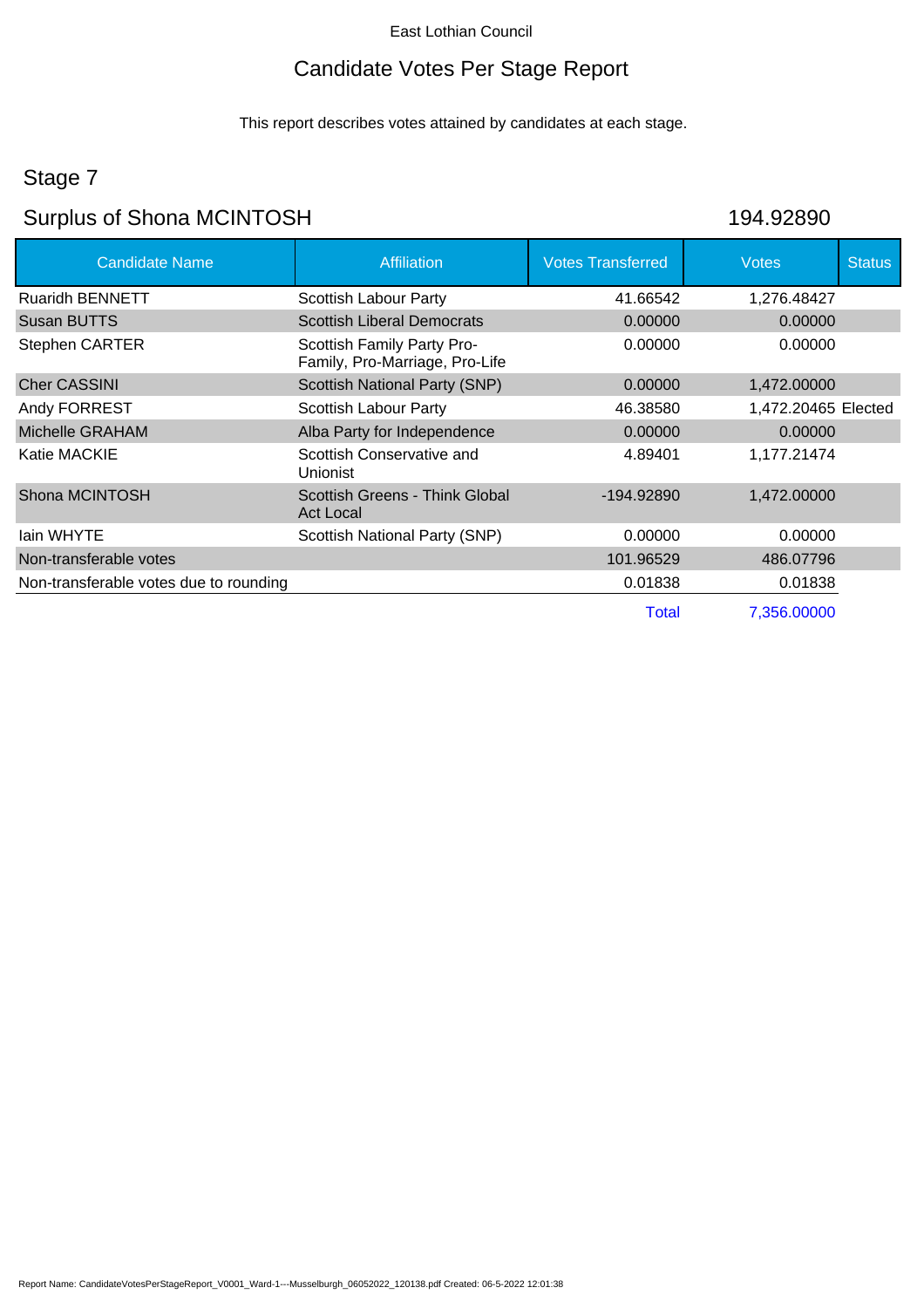East Lothian Council

# Candidate Votes Per Stage Report

This report describes votes attained by candidates at each stage.

## Stage 7

## Surplus of Shona MCINTOSH 194.92890

| Candidate Name | Affiliation | Votes Transferred | Votes | Status |
|---|---|---|---|---|
| Ruaridh BENNETT | Scottish Labour Party | 41.66542 | 1,276.48427 | |
| Susan BUTTS | Scottish Liberal Democrats | 0.00000 | 0.00000 | |
| Stephen CARTER | Scottish Family Party Pro-Family, Pro-Marriage, Pro-Life | 0.00000 | 0.00000 | |
| Cher CASSINI | Scottish National Party (SNP) | 0.00000 | 1,472.00000 | |
| Andy FORREST | Scottish Labour Party | 46.38580 | 1,472.20465 | Elected |
| Michelle GRAHAM | Alba Party for Independence | 0.00000 | 0.00000 | |
| Katie MACKIE | Scottish Conservative and Unionist | 4.89401 | 1,177.21474 | |
| Shona MCINTOSH | Scottish Greens - Think Global Act Local | -194.92890 | 1,472.00000 | |
| Iain WHYTE | Scottish National Party (SNP) | 0.00000 | 0.00000 | |
| Non-transferable votes | | 101.96529 | 486.07796 | |
| Non-transferable votes due to rounding | | 0.01838 | 0.01838 | |
| | | Total | 7,356.00000 | |

Report Name: CandidateVotesPerStageReport_V0001_Ward-1---Musselburgh_06052022_120138.pdf Created: 06-5-2022 12:01:38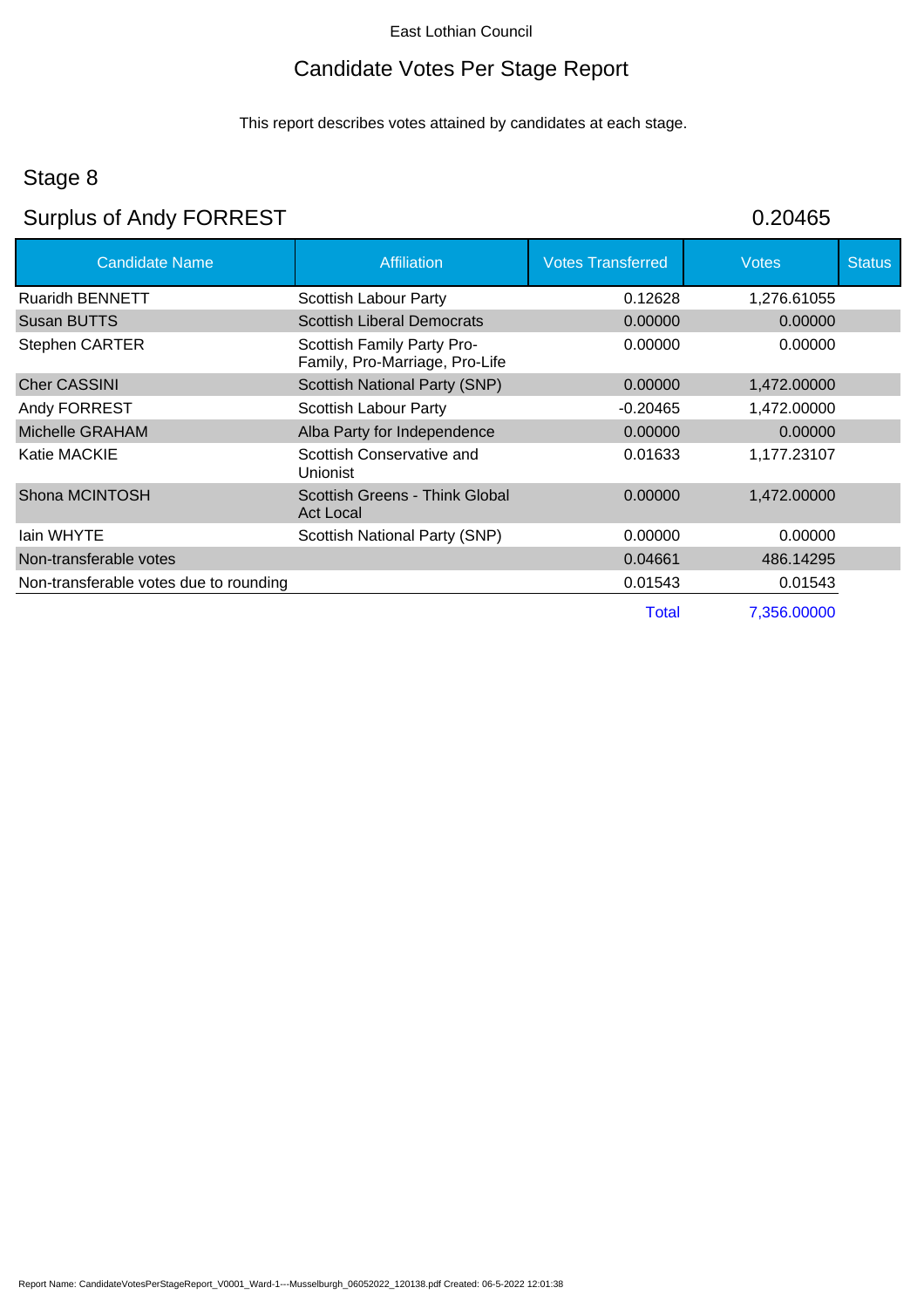East Lothian Council

# Candidate Votes Per Stage Report

This report describes votes attained by candidates at each stage.

## Stage 8

## Surplus of Andy FORREST 0.20465

| Candidate Name | Affiliation | Votes Transferred | Votes | Status |
|---|---|---|---|---|
| Ruaridh BENNETT | Scottish Labour Party | 0.12628 | 1,276.61055 | |
| Susan BUTTS | Scottish Liberal Democrats | 0.00000 | 0.00000 | |
| Stephen CARTER | Scottish Family Party Pro-Family, Pro-Marriage, Pro-Life | 0.00000 | 0.00000 | |
| Cher CASSINI | Scottish National Party (SNP) | 0.00000 | 1,472.00000 | |
| Andy FORREST | Scottish Labour Party | -0.20465 | 1,472.00000 | |
| Michelle GRAHAM | Alba Party for Independence | 0.00000 | 0.00000 | |
| Katie MACKIE | Scottish Conservative and Unionist | 0.01633 | 1,177.23107 | |
| Shona MCINTOSH | Scottish Greens - Think Global Act Local | 0.00000 | 1,472.00000 | |
| Iain WHYTE | Scottish National Party (SNP) | 0.00000 | 0.00000 | |
| Non-transferable votes | | 0.04661 | 486.14295 | |
| Non-transferable votes due to rounding | | 0.01543 | 0.01543 | |
| | | Total | 7,356.00000 | |

Report Name: CandidateVotesPerStageReport_V0001_Ward-1---Musselburgh_06052022_120138.pdf Created: 06-5-2022 12:01:38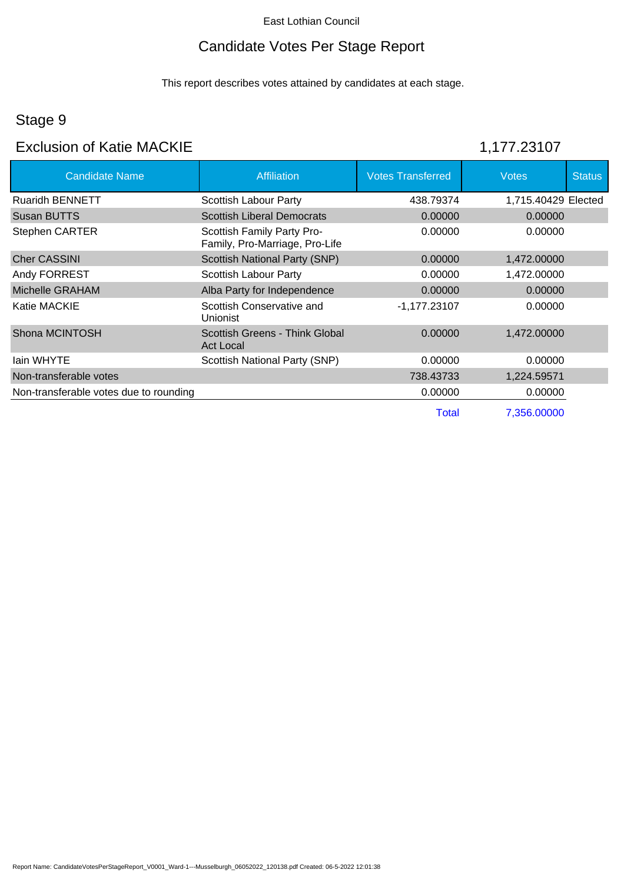East Lothian Council

# Candidate Votes Per Stage Report

This report describes votes attained by candidates at each stage.

## Stage 9

## Exclusion of Katie MACKIE 1,177.23107

| Candidate Name | Affiliation | Votes Transferred | Votes | Status |
|---|---|---|---|---|
| Ruaridh BENNETT | Scottish Labour Party | 438.79374 | 1,715.40429 | Elected |
| Susan BUTTS | Scottish Liberal Democrats | 0.00000 | 0.00000 | |
| Stephen CARTER | Scottish Family Party Pro-Family, Pro-Marriage, Pro-Life | 0.00000 | 0.00000 | |
| Cher CASSINI | Scottish National Party (SNP) | 0.00000 | 1,472.00000 | |
| Andy FORREST | Scottish Labour Party | 0.00000 | 1,472.00000 | |
| Michelle GRAHAM | Alba Party for Independence | 0.00000 | 0.00000 | |
| Katie MACKIE | Scottish Conservative and Unionist | -1,177.23107 | 0.00000 | |
| Shona MCINTOSH | Scottish Greens - Think Global Act Local | 0.00000 | 1,472.00000 | |
| Iain WHYTE | Scottish National Party (SNP) | 0.00000 | 0.00000 | |
| Non-transferable votes | | 738.43733 | 1,224.59571 | |
| Non-transferable votes due to rounding | | 0.00000 | 0.00000 | |
| | | Total | 7,356.00000 | |

Report Name: CandidateVotesPerStageReport_V0001_Ward-1---Musselburgh_06052022_120138.pdf Created: 06-5-2022 12:01:38